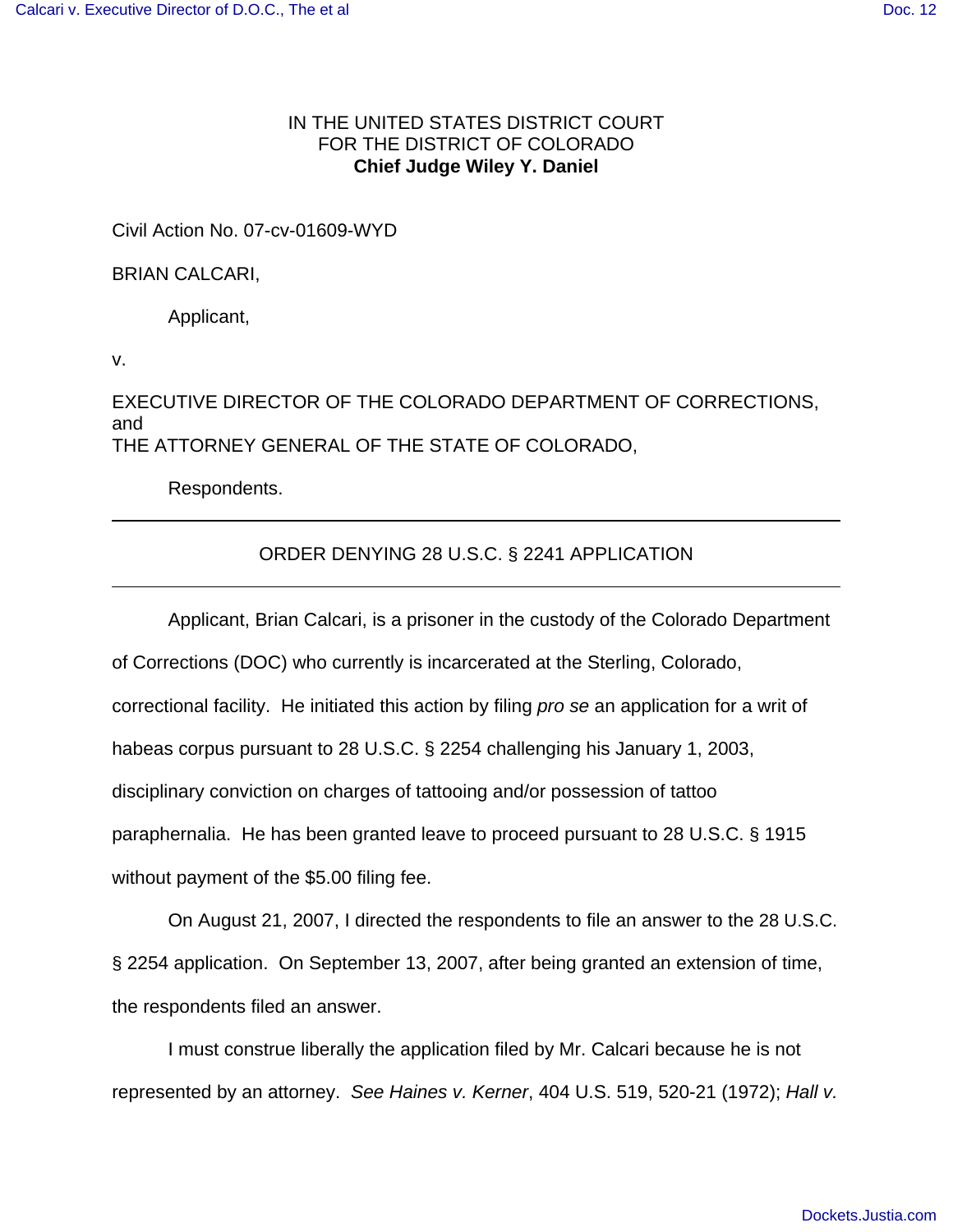IN THE UNITED STATES DISTRICT COURT
FOR THE DISTRICT OF COLORADO
**Chief Judge Wiley Y. Daniel**

Civil Action No. 07-cv-01609-WYD

BRIAN CALCARI,

Applicant,

v.

EXECUTIVE DIRECTOR OF THE COLORADO DEPARTMENT OF CORRECTIONS, and
THE ATTORNEY GENERAL OF THE STATE OF COLORADO,

Respondents.

---

ORDER DENYING 28 U.S.C. § 2241 APPLICATION

---

Applicant, Brian Calcari, is a prisoner in the custody of the Colorado Department of Corrections (DOC) who currently is incarcerated at the Sterling, Colorado, correctional facility. He initiated this action by filing *pro se* an application for a writ of habeas corpus pursuant to 28 U.S.C. § 2254 challenging his January 1, 2003, disciplinary conviction on charges of tattooing and/or possession of tattoo paraphernalia. He has been granted leave to proceed pursuant to 28 U.S.C. § 1915 without payment of the $5.00 filing fee.

On August 21, 2007, I directed the respondents to file an answer to the 28 U.S.C. § 2254 application. On September 13, 2007, after being granted an extension of time, the respondents filed an answer.

I must construe liberally the application filed by Mr. Calcari because he is not represented by an attorney. *See Haines v. Kerner*, 404 U.S. 519, 520-21 (1972); *Hall v.*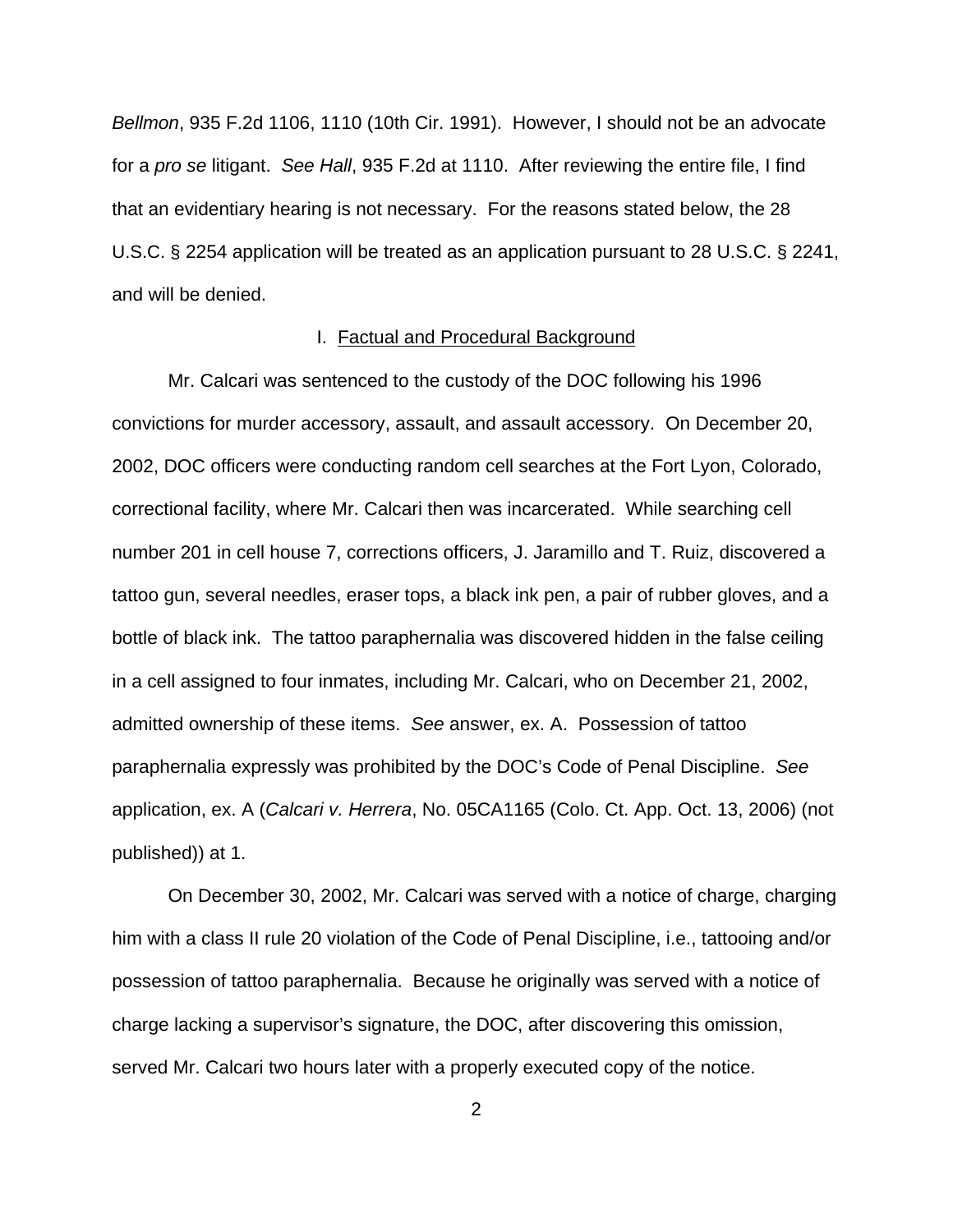*Bellmon*, 935 F.2d 1106, 1110 (10th Cir. 1991). However, I should not be an advocate for a *pro se* litigant. *See Hall*, 935 F.2d at 1110. After reviewing the entire file, I find that an evidentiary hearing is not necessary. For the reasons stated below, the 28 U.S.C. § 2254 application will be treated as an application pursuant to 28 U.S.C. § 2241, and will be denied.

## I. Factual and Procedural Background

Mr. Calcari was sentenced to the custody of the DOC following his 1996 convictions for murder accessory, assault, and assault accessory. On December 20, 2002, DOC officers were conducting random cell searches at the Fort Lyon, Colorado, correctional facility, where Mr. Calcari then was incarcerated. While searching cell number 201 in cell house 7, corrections officers, J. Jaramillo and T. Ruiz, discovered a tattoo gun, several needles, eraser tops, a black ink pen, a pair of rubber gloves, and a bottle of black ink. The tattoo paraphernalia was discovered hidden in the false ceiling in a cell assigned to four inmates, including Mr. Calcari, who on December 21, 2002, admitted ownership of these items. *See* answer, ex. A. Possession of tattoo paraphernalia expressly was prohibited by the DOC's Code of Penal Discipline. *See* application, ex. A (*Calcari v. Herrera*, No. 05CA1165 (Colo. Ct. App. Oct. 13, 2006) (not published)) at 1.

On December 30, 2002, Mr. Calcari was served with a notice of charge, charging him with a class II rule 20 violation of the Code of Penal Discipline, i.e., tattooing and/or possession of tattoo paraphernalia. Because he originally was served with a notice of charge lacking a supervisor's signature, the DOC, after discovering this omission, served Mr. Calcari two hours later with a properly executed copy of the notice.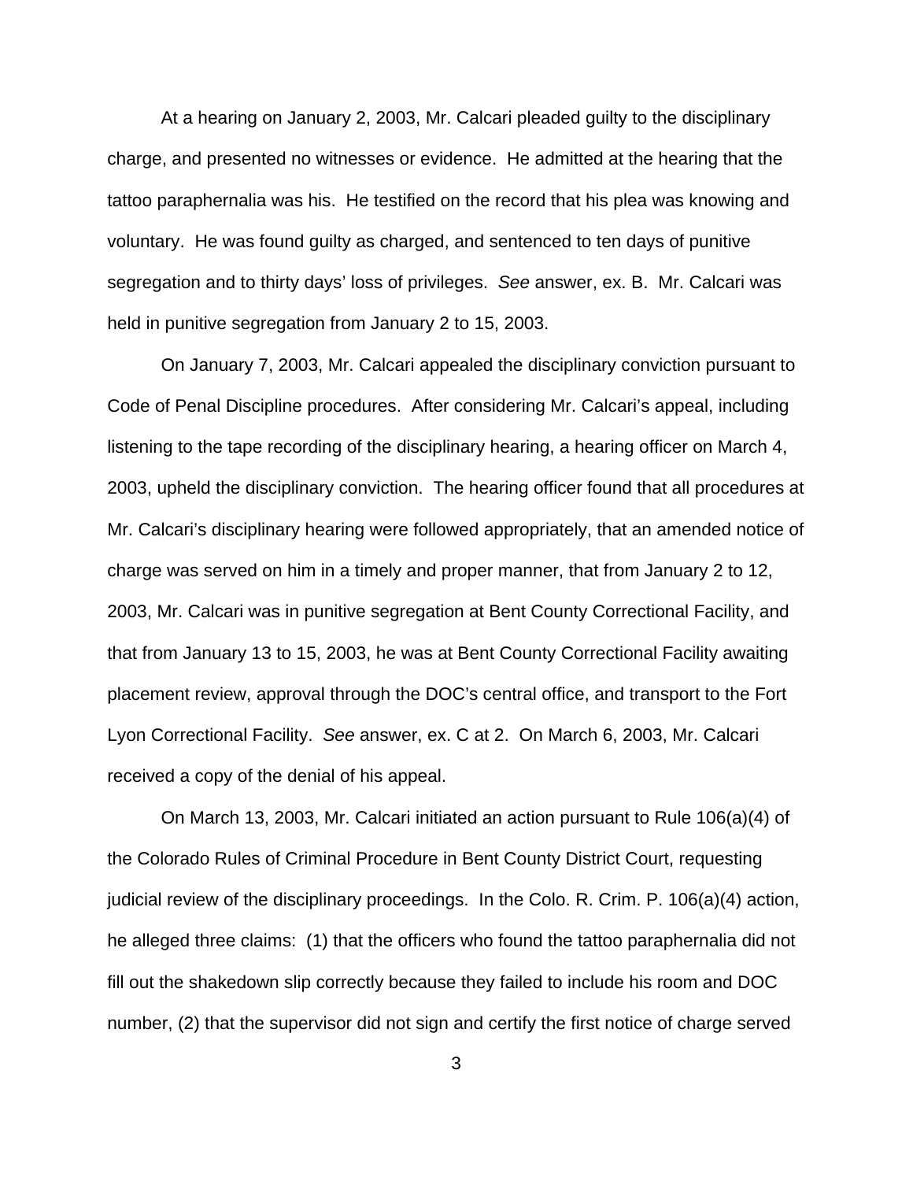At a hearing on January 2, 2003, Mr. Calcari pleaded guilty to the disciplinary charge, and presented no witnesses or evidence. He admitted at the hearing that the tattoo paraphernalia was his. He testified on the record that his plea was knowing and voluntary. He was found guilty as charged, and sentenced to ten days of punitive segregation and to thirty days' loss of privileges. *See* answer, ex. B. Mr. Calcari was held in punitive segregation from January 2 to 15, 2003.

On January 7, 2003, Mr. Calcari appealed the disciplinary conviction pursuant to Code of Penal Discipline procedures. After considering Mr. Calcari's appeal, including listening to the tape recording of the disciplinary hearing, a hearing officer on March 4, 2003, upheld the disciplinary conviction. The hearing officer found that all procedures at Mr. Calcari's disciplinary hearing were followed appropriately, that an amended notice of charge was served on him in a timely and proper manner, that from January 2 to 12, 2003, Mr. Calcari was in punitive segregation at Bent County Correctional Facility, and that from January 13 to 15, 2003, he was at Bent County Correctional Facility awaiting placement review, approval through the DOC's central office, and transport to the Fort Lyon Correctional Facility. *See* answer, ex. C at 2. On March 6, 2003, Mr. Calcari received a copy of the denial of his appeal.

On March 13, 2003, Mr. Calcari initiated an action pursuant to Rule 106(a)(4) of the Colorado Rules of Criminal Procedure in Bent County District Court, requesting judicial review of the disciplinary proceedings. In the Colo. R. Crim. P. 106(a)(4) action, he alleged three claims: (1) that the officers who found the tattoo paraphernalia did not fill out the shakedown slip correctly because they failed to include his room and DOC number, (2) that the supervisor did not sign and certify the first notice of charge served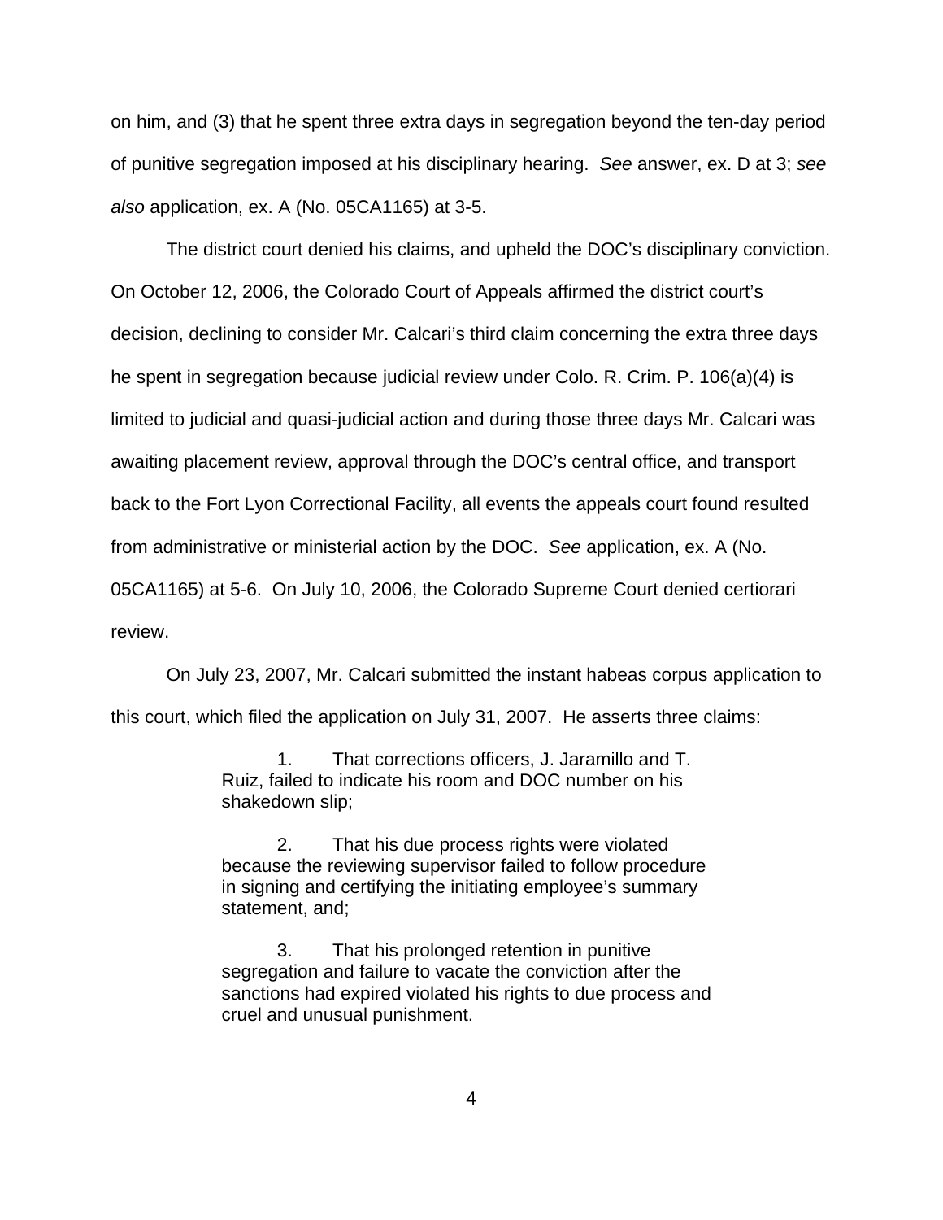on him, and (3) that he spent three extra days in segregation beyond the ten-day period of punitive segregation imposed at his disciplinary hearing. *See* answer, ex. D at 3; *see also* application, ex. A (No. 05CA1165) at 3-5.

The district court denied his claims, and upheld the DOC's disciplinary conviction. On October 12, 2006, the Colorado Court of Appeals affirmed the district court's decision, declining to consider Mr. Calcari's third claim concerning the extra three days he spent in segregation because judicial review under Colo. R. Crim. P. 106(a)(4) is limited to judicial and quasi-judicial action and during those three days Mr. Calcari was awaiting placement review, approval through the DOC's central office, and transport back to the Fort Lyon Correctional Facility, all events the appeals court found resulted from administrative or ministerial action by the DOC. *See* application, ex. A (No. 05CA1165) at 5-6. On July 10, 2006, the Colorado Supreme Court denied certiorari review.

On July 23, 2007, Mr. Calcari submitted the instant habeas corpus application to this court, which filed the application on July 31, 2007. He asserts three claims:

> 1. That corrections officers, J. Jaramillo and T. Ruiz, failed to indicate his room and DOC number on his shakedown slip;
>
> 2. That his due process rights were violated because the reviewing supervisor failed to follow procedure in signing and certifying the initiating employee's summary statement, and;
>
> 3. That his prolonged retention in punitive segregation and failure to vacate the conviction after the sanctions had expired violated his rights to due process and cruel and unusual punishment.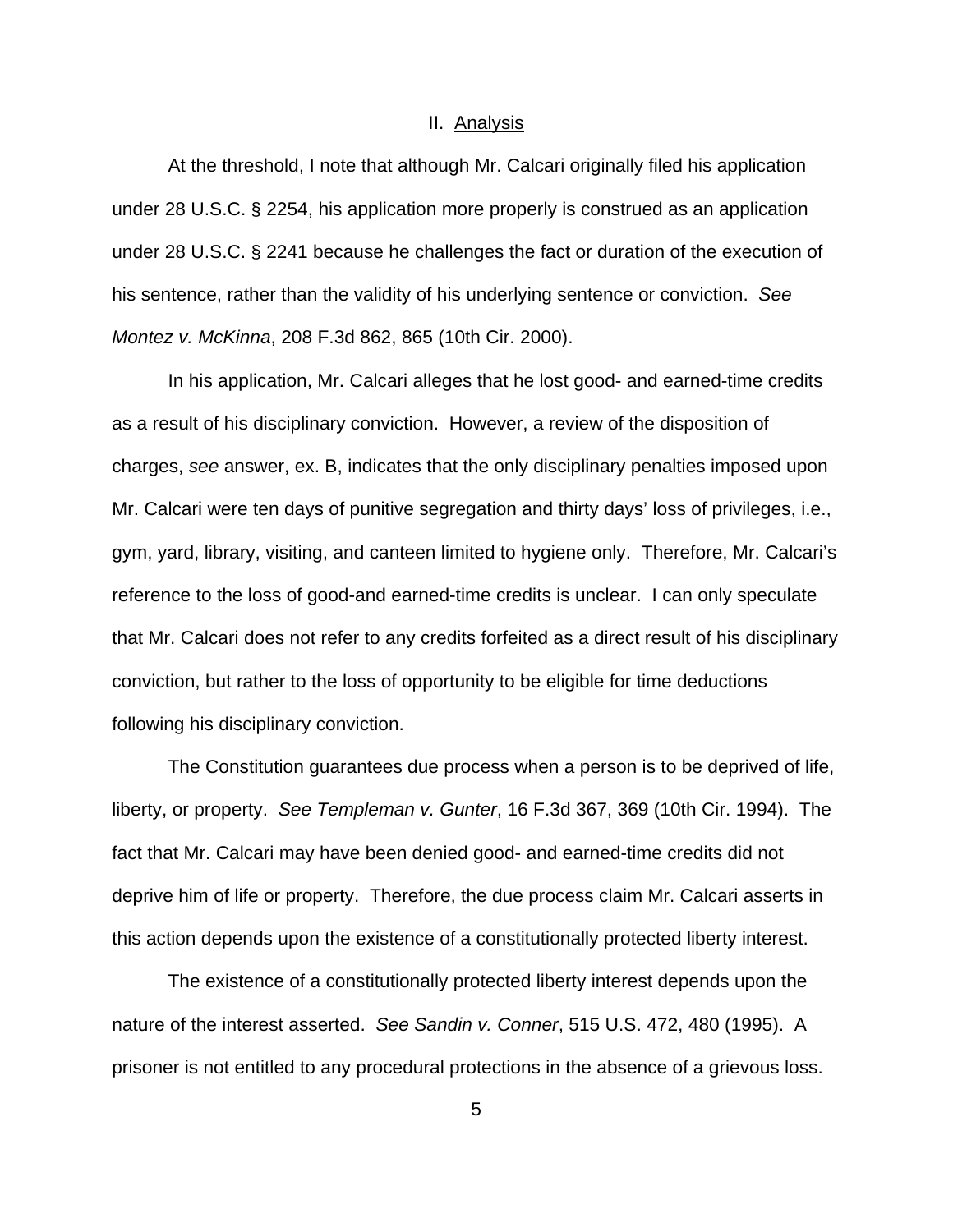## II. Analysis

At the threshold, I note that although Mr. Calcari originally filed his application under 28 U.S.C. § 2254, his application more properly is construed as an application under 28 U.S.C. § 2241 because he challenges the fact or duration of the execution of his sentence, rather than the validity of his underlying sentence or conviction. *See Montez v. McKinna*, 208 F.3d 862, 865 (10th Cir. 2000).

In his application, Mr. Calcari alleges that he lost good- and earned-time credits as a result of his disciplinary conviction. However, a review of the disposition of charges, *see* answer, ex. B, indicates that the only disciplinary penalties imposed upon Mr. Calcari were ten days of punitive segregation and thirty days' loss of privileges, i.e., gym, yard, library, visiting, and canteen limited to hygiene only. Therefore, Mr. Calcari's reference to the loss of good-and earned-time credits is unclear. I can only speculate that Mr. Calcari does not refer to any credits forfeited as a direct result of his disciplinary conviction, but rather to the loss of opportunity to be eligible for time deductions following his disciplinary conviction.

The Constitution guarantees due process when a person is to be deprived of life, liberty, or property. *See Templeman v. Gunter*, 16 F.3d 367, 369 (10th Cir. 1994). The fact that Mr. Calcari may have been denied good- and earned-time credits did not deprive him of life or property. Therefore, the due process claim Mr. Calcari asserts in this action depends upon the existence of a constitutionally protected liberty interest.

The existence of a constitutionally protected liberty interest depends upon the nature of the interest asserted. *See Sandin v. Conner*, 515 U.S. 472, 480 (1995). A prisoner is not entitled to any procedural protections in the absence of a grievous loss.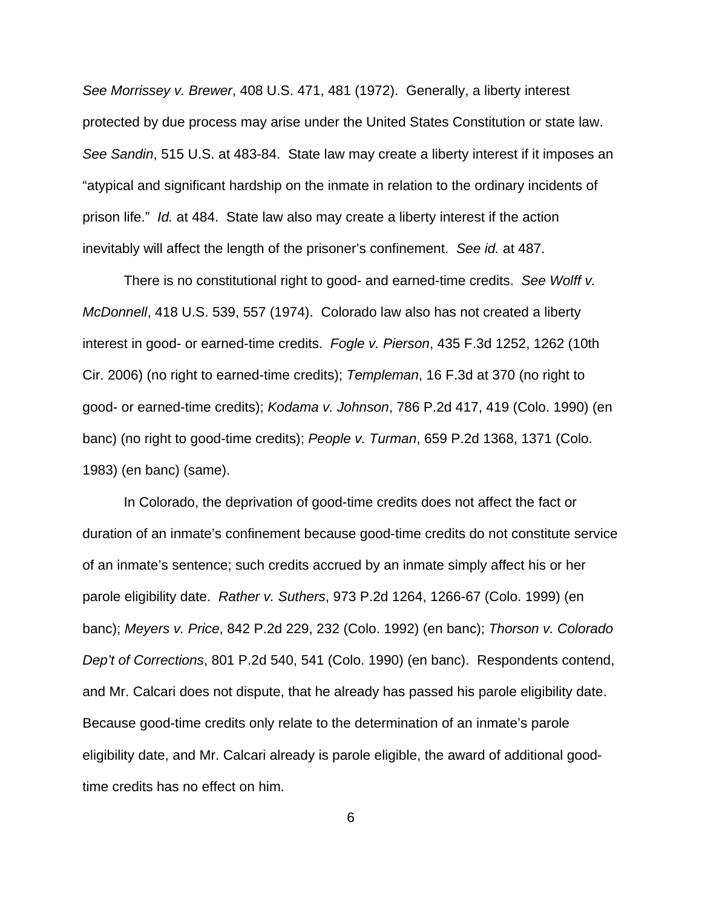*See Morrissey v. Brewer*, 408 U.S. 471, 481 (1972). Generally, a liberty interest protected by due process may arise under the United States Constitution or state law. *See Sandin*, 515 U.S. at 483-84. State law may create a liberty interest if it imposes an "atypical and significant hardship on the inmate in relation to the ordinary incidents of prison life." *Id.* at 484. State law also may create a liberty interest if the action inevitably will affect the length of the prisoner's confinement. *See id.* at 487.

There is no constitutional right to good- and earned-time credits. *See Wolff v. McDonnell*, 418 U.S. 539, 557 (1974). Colorado law also has not created a liberty interest in good- or earned-time credits. *Fogle v. Pierson*, 435 F.3d 1252, 1262 (10th Cir. 2006) (no right to earned-time credits); *Templeman*, 16 F.3d at 370 (no right to good- or earned-time credits); *Kodama v. Johnson*, 786 P.2d 417, 419 (Colo. 1990) (en banc) (no right to good-time credits); *People v. Turman*, 659 P.2d 1368, 1371 (Colo. 1983) (en banc) (same).

In Colorado, the deprivation of good-time credits does not affect the fact or duration of an inmate's confinement because good-time credits do not constitute service of an inmate's sentence; such credits accrued by an inmate simply affect his or her parole eligibility date. *Rather v. Suthers*, 973 P.2d 1264, 1266-67 (Colo. 1999) (en banc); *Meyers v. Price*, 842 P.2d 229, 232 (Colo. 1992) (en banc); *Thorson v. Colorado Dep't of Corrections*, 801 P.2d 540, 541 (Colo. 1990) (en banc). Respondents contend, and Mr. Calcari does not dispute, that he already has passed his parole eligibility date. Because good-time credits only relate to the determination of an inmate's parole eligibility date, and Mr. Calcari already is parole eligible, the award of additional good-time credits has no effect on him.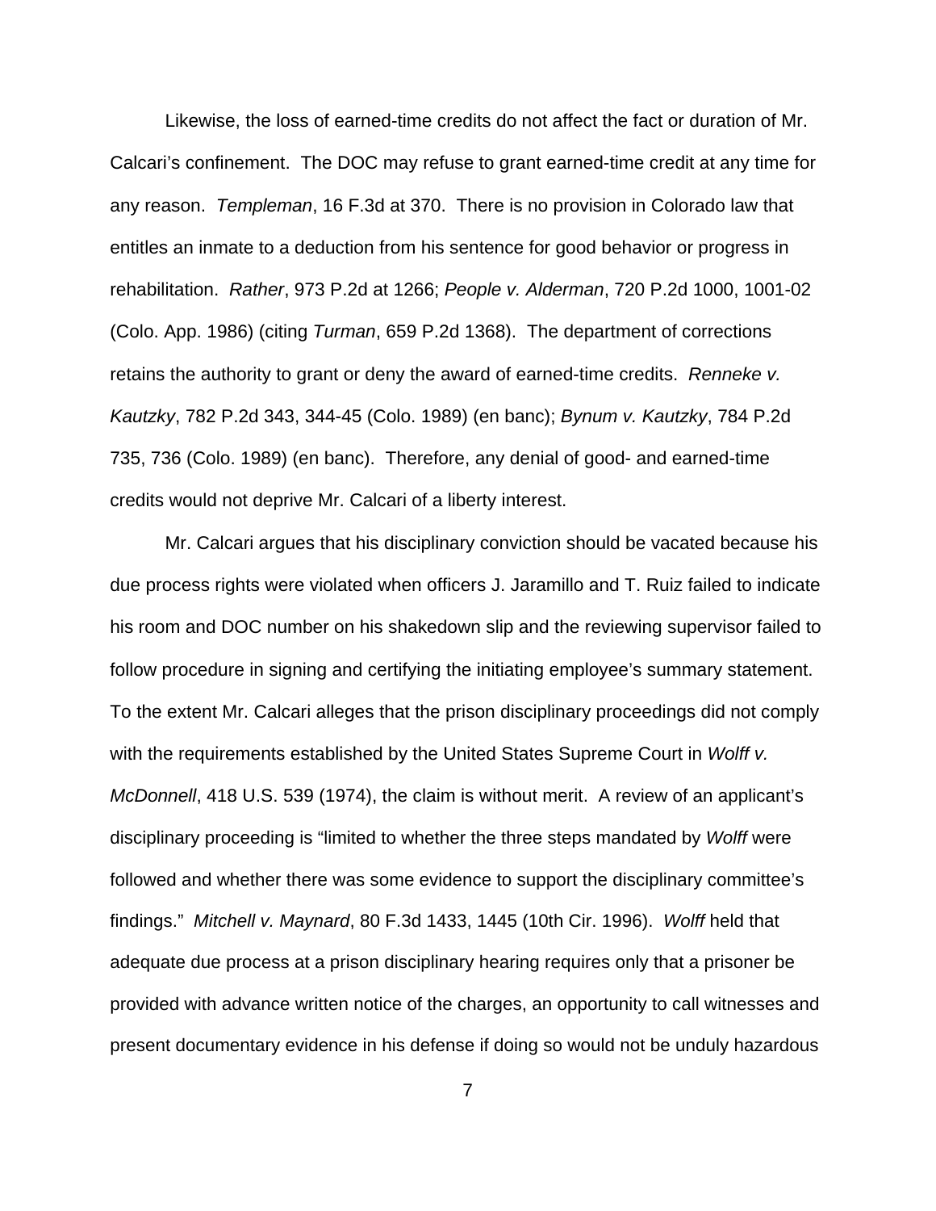Likewise, the loss of earned-time credits do not affect the fact or duration of Mr. Calcari's confinement. The DOC may refuse to grant earned-time credit at any time for any reason. *Templeman*, 16 F.3d at 370. There is no provision in Colorado law that entitles an inmate to a deduction from his sentence for good behavior or progress in rehabilitation. *Rather*, 973 P.2d at 1266; *People v. Alderman*, 720 P.2d 1000, 1001-02 (Colo. App. 1986) (citing *Turman*, 659 P.2d 1368). The department of corrections retains the authority to grant or deny the award of earned-time credits. *Renneke v. Kautzky*, 782 P.2d 343, 344-45 (Colo. 1989) (en banc); *Bynum v. Kautzky*, 784 P.2d 735, 736 (Colo. 1989) (en banc). Therefore, any denial of good- and earned-time credits would not deprive Mr. Calcari of a liberty interest.

Mr. Calcari argues that his disciplinary conviction should be vacated because his due process rights were violated when officers J. Jaramillo and T. Ruiz failed to indicate his room and DOC number on his shakedown slip and the reviewing supervisor failed to follow procedure in signing and certifying the initiating employee's summary statement. To the extent Mr. Calcari alleges that the prison disciplinary proceedings did not comply with the requirements established by the United States Supreme Court in *Wolff v. McDonnell*, 418 U.S. 539 (1974), the claim is without merit. A review of an applicant's disciplinary proceeding is "limited to whether the three steps mandated by *Wolff* were followed and whether there was some evidence to support the disciplinary committee's findings." *Mitchell v. Maynard*, 80 F.3d 1433, 1445 (10th Cir. 1996). *Wolff* held that adequate due process at a prison disciplinary hearing requires only that a prisoner be provided with advance written notice of the charges, an opportunity to call witnesses and present documentary evidence in his defense if doing so would not be unduly hazardous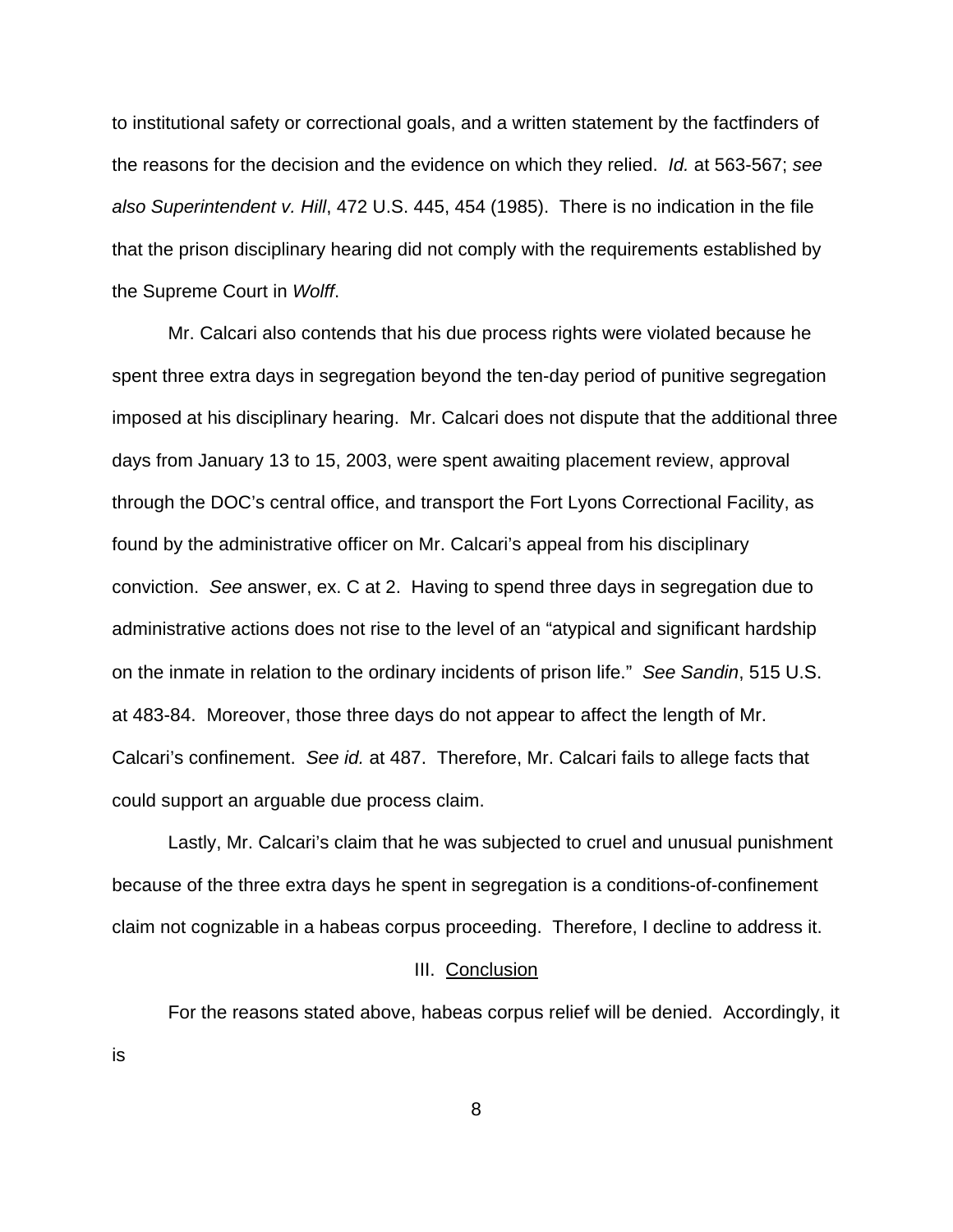to institutional safety or correctional goals, and a written statement by the factfinders of the reasons for the decision and the evidence on which they relied. *Id.* at 563-567; *see also Superintendent v. Hill*, 472 U.S. 445, 454 (1985). There is no indication in the file that the prison disciplinary hearing did not comply with the requirements established by the Supreme Court in *Wolff*.

Mr. Calcari also contends that his due process rights were violated because he spent three extra days in segregation beyond the ten-day period of punitive segregation imposed at his disciplinary hearing. Mr. Calcari does not dispute that the additional three days from January 13 to 15, 2003, were spent awaiting placement review, approval through the DOC's central office, and transport the Fort Lyons Correctional Facility, as found by the administrative officer on Mr. Calcari's appeal from his disciplinary conviction. *See* answer, ex. C at 2. Having to spend three days in segregation due to administrative actions does not rise to the level of an "atypical and significant hardship on the inmate in relation to the ordinary incidents of prison life." *See Sandin*, 515 U.S. at 483-84. Moreover, those three days do not appear to affect the length of Mr. Calcari's confinement. *See id.* at 487. Therefore, Mr. Calcari fails to allege facts that could support an arguable due process claim.

Lastly, Mr. Calcari's claim that he was subjected to cruel and unusual punishment because of the three extra days he spent in segregation is a conditions-of-confinement claim not cognizable in a habeas corpus proceeding. Therefore, I decline to address it.

## III. Conclusion

For the reasons stated above, habeas corpus relief will be denied. Accordingly, it is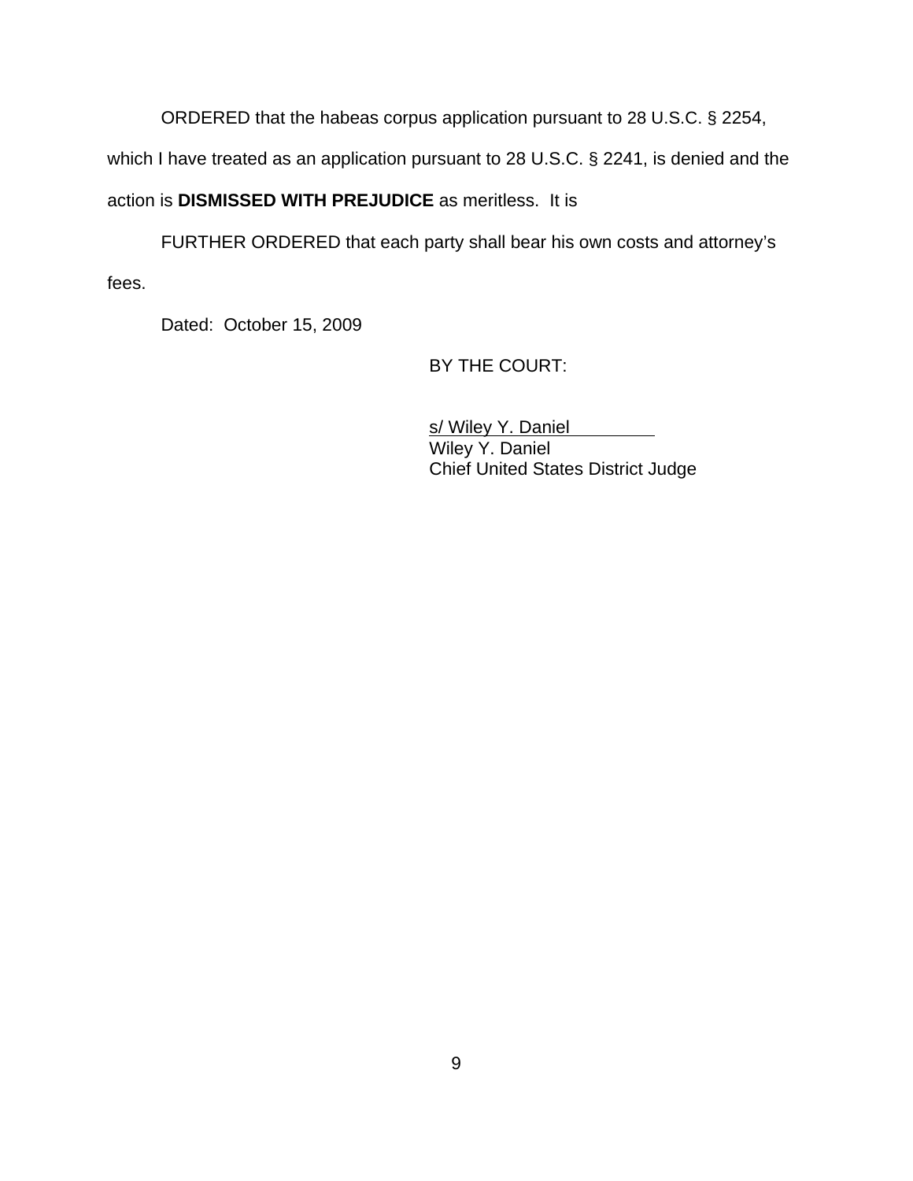ORDERED that the habeas corpus application pursuant to 28 U.S.C. § 2254, which I have treated as an application pursuant to 28 U.S.C. § 2241, is denied and the action is **DISMISSED WITH PREJUDICE** as meritless. It is

FURTHER ORDERED that each party shall bear his own costs and attorney's fees.

Dated: October 15, 2009

BY THE COURT:

s/ Wiley Y. Daniel
Wiley Y. Daniel
Chief United States District Judge